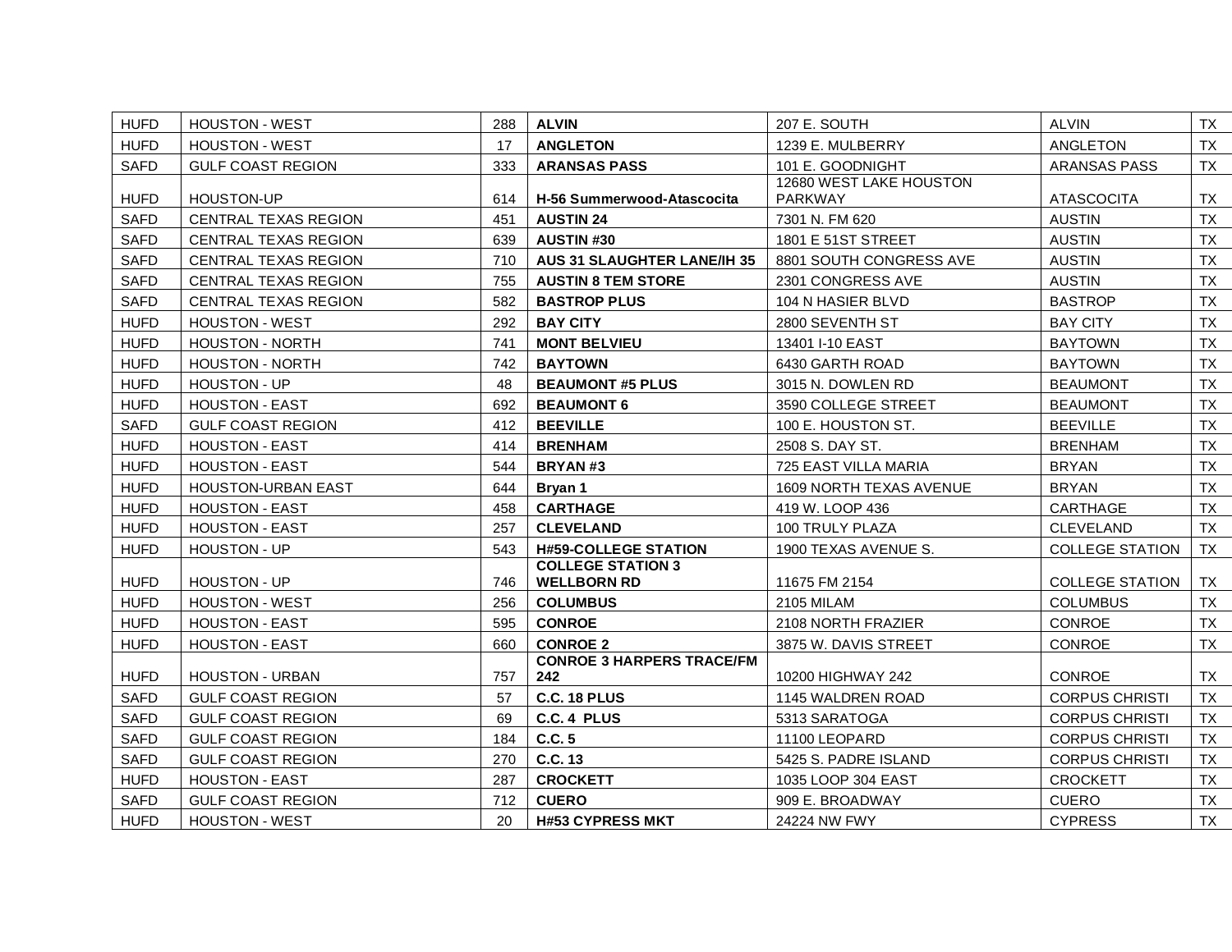| HUFD | HOUSTON - WEST | 288 | **ALVIN** | 207 E. SOUTH | ALVIN | TX |
|---|---|---|---|---|---|---|
| HUFD | HOUSTON - WEST | 17 | **ANGLETON** | 1239 E. MULBERRY | ANGLETON | TX |
| SAFD | GULF COAST REGION | 333 | **ARANSAS PASS** | 101 E. GOODNIGHT | ARANSAS PASS | TX |
| HUFD | HOUSTON-UP | 614 | **H-56 Summerwood-Atascocita** | 12680 WEST LAKE HOUSTON PARKWAY | ATASCOCITA | TX |
| SAFD | CENTRAL TEXAS REGION | 451 | **AUSTIN 24** | 7301 N. FM 620 | AUSTIN | TX |
| SAFD | CENTRAL TEXAS REGION | 639 | **AUSTIN #30** | 1801 E 51ST STREET | AUSTIN | TX |
| SAFD | CENTRAL TEXAS REGION | 710 | **AUS 31 SLAUGHTER LANE/IH 35** | 8801 SOUTH CONGRESS AVE | AUSTIN | TX |
| SAFD | CENTRAL TEXAS REGION | 755 | **AUSTIN 8 TEM STORE** | 2301 CONGRESS AVE | AUSTIN | TX |
| SAFD | CENTRAL TEXAS REGION | 582 | **BASTROP PLUS** | 104 N HASIER BLVD | BASTROP | TX |
| HUFD | HOUSTON - WEST | 292 | **BAY CITY** | 2800 SEVENTH ST | BAY CITY | TX |
| HUFD | HOUSTON - NORTH | 741 | **MONT BELVIEU** | 13401 I-10 EAST | BAYTOWN | TX |
| HUFD | HOUSTON - NORTH | 742 | **BAYTOWN** | 6430 GARTH ROAD | BAYTOWN | TX |
| HUFD | HOUSTON - UP | 48 | **BEAUMONT #5 PLUS** | 3015 N. DOWLEN RD | BEAUMONT | TX |
| HUFD | HOUSTON - EAST | 692 | **BEAUMONT 6** | 3590 COLLEGE STREET | BEAUMONT | TX |
| SAFD | GULF COAST REGION | 412 | **BEEVILLE** | 100 E. HOUSTON ST. | BEEVILLE | TX |
| HUFD | HOUSTON - EAST | 414 | **BRENHAM** | 2508 S. DAY ST. | BRENHAM | TX |
| HUFD | HOUSTON - EAST | 544 | **BRYAN #3** | 725 EAST VILLA MARIA | BRYAN | TX |
| HUFD | HOUSTON-URBAN EAST | 644 | **Bryan 1** | 1609 NORTH TEXAS AVENUE | BRYAN | TX |
| HUFD | HOUSTON - EAST | 458 | **CARTHAGE** | 419 W. LOOP 436 | CARTHAGE | TX |
| HUFD | HOUSTON - EAST | 257 | **CLEVELAND** | 100 TRULY PLAZA | CLEVELAND | TX |
| HUFD | HOUSTON - UP | 543 | **H#59-COLLEGE STATION** | 1900 TEXAS AVENUE S. | COLLEGE STATION | TX |
| HUFD | HOUSTON - UP | 746 | **COLLEGE STATION 3 WELLBORN RD** | 11675 FM 2154 | COLLEGE STATION | TX |
| HUFD | HOUSTON - WEST | 256 | **COLUMBUS** | 2105 MILAM | COLUMBUS | TX |
| HUFD | HOUSTON - EAST | 595 | **CONROE** | 2108 NORTH FRAZIER | CONROE | TX |
| HUFD | HOUSTON - EAST | 660 | **CONROE 2** | 3875 W. DAVIS STREET | CONROE | TX |
| HUFD | HOUSTON - URBAN | 757 | **CONROE 3 HARPERS TRACE/FM 242** | 10200 HIGHWAY 242 | CONROE | TX |
| SAFD | GULF COAST REGION | 57 | **C.C. 18 PLUS** | 1145 WALDREN ROAD | CORPUS CHRISTI | TX |
| SAFD | GULF COAST REGION | 69 | **C.C. 4 PLUS** | 5313 SARATOGA | CORPUS CHRISTI | TX |
| SAFD | GULF COAST REGION | 184 | **C.C. 5** | 11100 LEOPARD | CORPUS CHRISTI | TX |
| SAFD | GULF COAST REGION | 270 | **C.C. 13** | 5425 S. PADRE ISLAND | CORPUS CHRISTI | TX |
| HUFD | HOUSTON - EAST | 287 | **CROCKETT** | 1035 LOOP 304 EAST | CROCKETT | TX |
| SAFD | GULF COAST REGION | 712 | **CUERO** | 909 E. BROADWAY | CUERO | TX |
| HUFD | HOUSTON - WEST | 20 | **H#53 CYPRESS MKT** | 24224 NW FWY | CYPRESS | TX |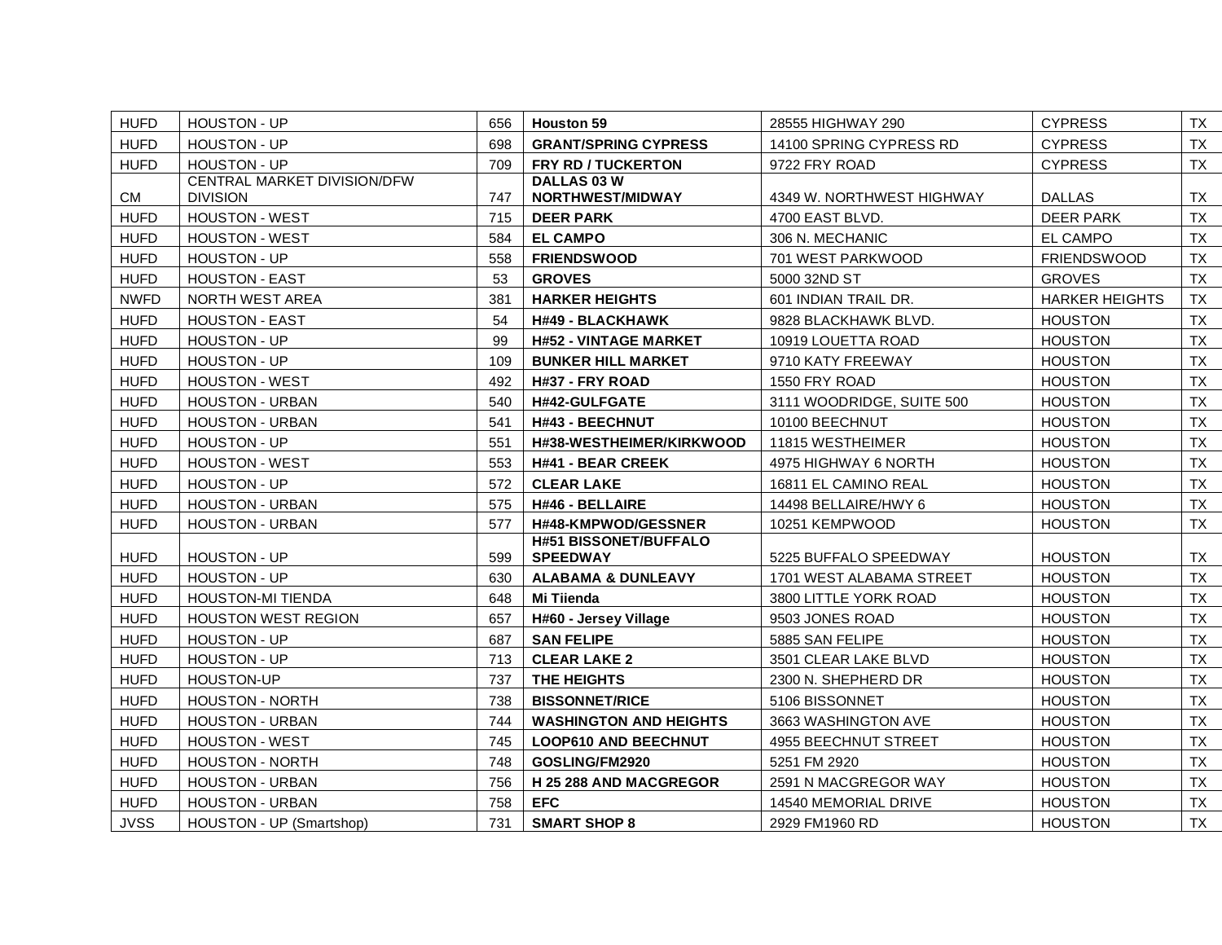| HUFD | HOUSTON - UP | 656 | **Houston 59** | 28555 HIGHWAY 290 | CYPRESS | TX |
|---|---|---|---|---|---|---|
| HUFD | HOUSTON - UP | 698 | **GRANT/SPRING CYPRESS** | 14100 SPRING CYPRESS RD | CYPRESS | TX |
| HUFD | HOUSTON - UP | 709 | **FRY RD / TUCKERTON** | 9722 FRY ROAD | CYPRESS | TX |
| CM | CENTRAL MARKET DIVISION/DFW DIVISION | 747 | **DALLAS 03 W NORTHWEST/MIDWAY** | 4349 W. NORTHWEST HIGHWAY | DALLAS | TX |
| HUFD | HOUSTON - WEST | 715 | **DEER PARK** | 4700 EAST BLVD. | DEER PARK | TX |
| HUFD | HOUSTON - WEST | 584 | **EL CAMPO** | 306 N. MECHANIC | EL CAMPO | TX |
| HUFD | HOUSTON - UP | 558 | **FRIENDSWOOD** | 701 WEST PARKWOOD | FRIENDSWOOD | TX |
| HUFD | HOUSTON - EAST | 53 | **GROVES** | 5000 32ND ST | GROVES | TX |
| NWFD | NORTH WEST AREA | 381 | **HARKER HEIGHTS** | 601 INDIAN TRAIL DR. | HARKER HEIGHTS | TX |
| HUFD | HOUSTON - EAST | 54 | **H#49 - BLACKHAWK** | 9828 BLACKHAWK BLVD. | HOUSTON | TX |
| HUFD | HOUSTON - UP | 99 | **H#52 - VINTAGE MARKET** | 10919 LOUETTA ROAD | HOUSTON | TX |
| HUFD | HOUSTON - UP | 109 | **BUNKER HILL MARKET** | 9710 KATY FREEWAY | HOUSTON | TX |
| HUFD | HOUSTON - WEST | 492 | **H#37 - FRY ROAD** | 1550 FRY ROAD | HOUSTON | TX |
| HUFD | HOUSTON - URBAN | 540 | **H#42-GULFGATE** | 3111 WOODRIDGE, SUITE 500 | HOUSTON | TX |
| HUFD | HOUSTON - URBAN | 541 | **H#43 - BEECHNUT** | 10100 BEECHNUT | HOUSTON | TX |
| HUFD | HOUSTON - UP | 551 | **H#38-WESTHEIMER/KIRKWOOD** | 11815 WESTHEIMER | HOUSTON | TX |
| HUFD | HOUSTON - WEST | 553 | **H#41 - BEAR CREEK** | 4975 HIGHWAY 6 NORTH | HOUSTON | TX |
| HUFD | HOUSTON - UP | 572 | **CLEAR LAKE** | 16811 EL CAMINO REAL | HOUSTON | TX |
| HUFD | HOUSTON - URBAN | 575 | **H#46 - BELLAIRE** | 14498 BELLAIRE/HWY 6 | HOUSTON | TX |
| HUFD | HOUSTON - URBAN | 577 | **H#48-KMPWOD/GESSNER** | 10251 KEMPWOOD | HOUSTON | TX |
| HUFD | HOUSTON - UP | 599 | **H#51 BISSONET/BUFFALO SPEEDWAY** | 5225 BUFFALO SPEEDWAY | HOUSTON | TX |
| HUFD | HOUSTON - UP | 630 | **ALABAMA & DUNLEAVY** | 1701 WEST ALABAMA STREET | HOUSTON | TX |
| HUFD | HOUSTON-MI TIENDA | 648 | **Mi Tiienda** | 3800 LITTLE YORK ROAD | HOUSTON | TX |
| HUFD | HOUSTON WEST REGION | 657 | **H#60 - Jersey Village** | 9503 JONES ROAD | HOUSTON | TX |
| HUFD | HOUSTON - UP | 687 | **SAN FELIPE** | 5885 SAN FELIPE | HOUSTON | TX |
| HUFD | HOUSTON - UP | 713 | **CLEAR LAKE 2** | 3501 CLEAR LAKE BLVD | HOUSTON | TX |
| HUFD | HOUSTON-UP | 737 | **THE HEIGHTS** | 2300 N. SHEPHERD DR | HOUSTON | TX |
| HUFD | HOUSTON - NORTH | 738 | **BISSONNET/RICE** | 5106 BISSONNET | HOUSTON | TX |
| HUFD | HOUSTON - URBAN | 744 | **WASHINGTON AND HEIGHTS** | 3663 WASHINGTON AVE | HOUSTON | TX |
| HUFD | HOUSTON - WEST | 745 | **LOOP610 AND BEECHNUT** | 4955 BEECHNUT STREET | HOUSTON | TX |
| HUFD | HOUSTON - NORTH | 748 | **GOSLING/FM2920** | 5251 FM 2920 | HOUSTON | TX |
| HUFD | HOUSTON - URBAN | 756 | **H 25 288 AND MACGREGOR** | 2591 N MACGREGOR WAY | HOUSTON | TX |
| HUFD | HOUSTON - URBAN | 758 | **EFC** | 14540 MEMORIAL DRIVE | HOUSTON | TX |
| JVSS | HOUSTON - UP (Smartshop) | 731 | **SMART SHOP 8** | 2929 FM1960 RD | HOUSTON | TX |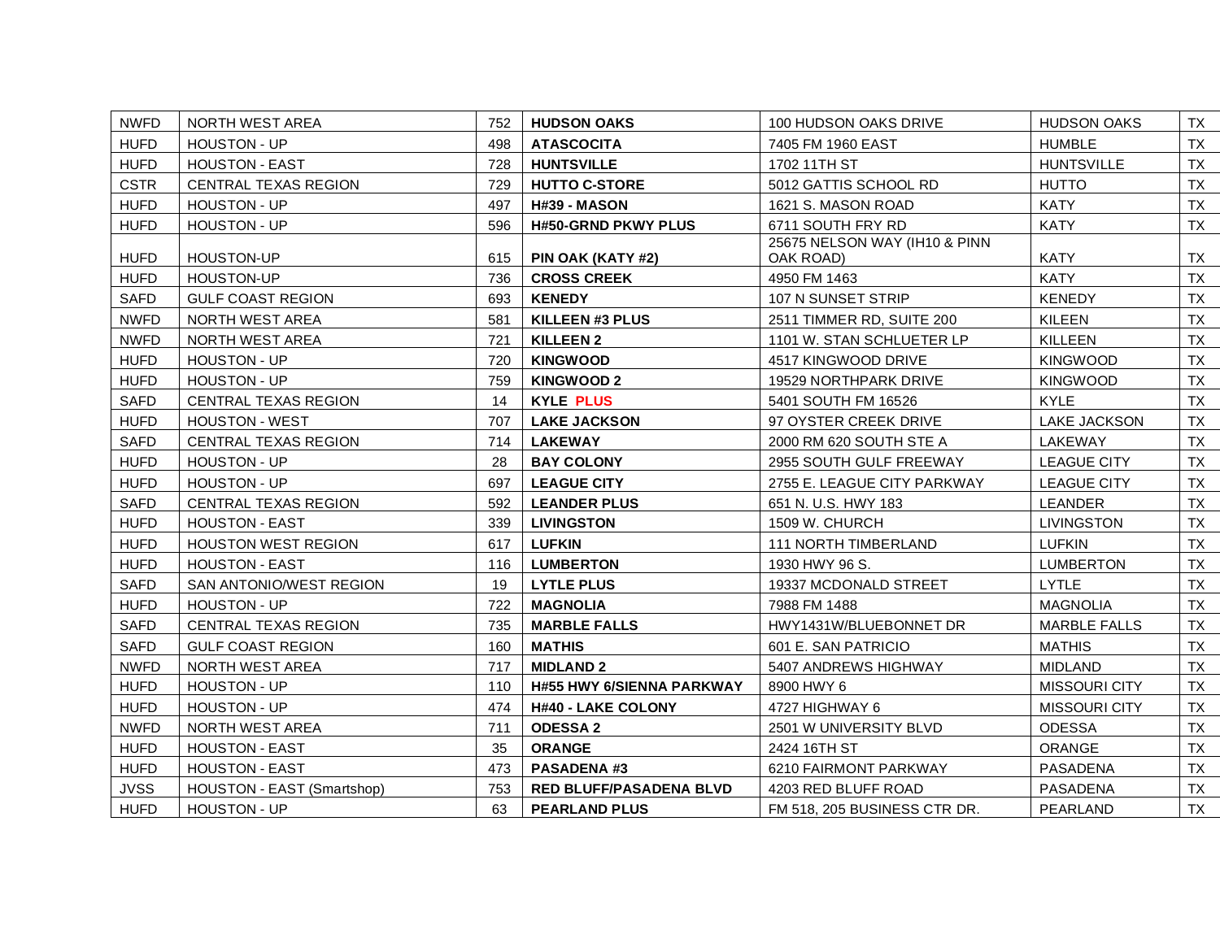| NWFD | NORTH WEST AREA | 752 | **HUDSON OAKS** | 100 HUDSON OAKS DRIVE | HUDSON OAKS | TX |
|---|---|---|---|---|---|---|
| HUFD | HOUSTON - UP | 498 | **ATASCOCITA** | 7405 FM 1960 EAST | HUMBLE | TX |
| HUFD | HOUSTON - EAST | 728 | **HUNTSVILLE** | 1702 11TH ST | HUNTSVILLE | TX |
| CSTR | CENTRAL TEXAS REGION | 729 | **HUTTO C-STORE** | 5012 GATTIS SCHOOL RD | HUTTO | TX |
| HUFD | HOUSTON - UP | 497 | **H#39 - MASON** | 1621 S. MASON ROAD | KATY | TX |
| HUFD | HOUSTON - UP | 596 | **H#50-GRND PKWY PLUS** | 6711 SOUTH FRY RD | KATY | TX |
| HUFD | HOUSTON-UP | 615 | **PIN OAK (KATY #2)** | 25675 NELSON WAY (IH10 & PINN OAK ROAD) | KATY | TX |
| HUFD | HOUSTON-UP | 736 | **CROSS CREEK** | 4950 FM 1463 | KATY | TX |
| SAFD | GULF COAST REGION | 693 | **KENEDY** | 107 N SUNSET STRIP | KENEDY | TX |
| NWFD | NORTH WEST AREA | 581 | **KILLEEN #3 PLUS** | 2511 TIMMER RD, SUITE 200 | KILEEN | TX |
| NWFD | NORTH WEST AREA | 721 | **KILLEEN 2** | 1101 W. STAN SCHLUETER LP | KILLEEN | TX |
| HUFD | HOUSTON - UP | 720 | **KINGWOOD** | 4517 KINGWOOD DRIVE | KINGWOOD | TX |
| HUFD | HOUSTON - UP | 759 | **KINGWOOD 2** | 19529 NORTHPARK DRIVE | KINGWOOD | TX |
| SAFD | CENTRAL TEXAS REGION | 14 | **KYLE PLUS** | 5401 SOUTH FM 16526 | KYLE | TX |
| HUFD | HOUSTON - WEST | 707 | **LAKE JACKSON** | 97 OYSTER CREEK DRIVE | LAKE JACKSON | TX |
| SAFD | CENTRAL TEXAS REGION | 714 | **LAKEWAY** | 2000 RM 620 SOUTH STE A | LAKEWAY | TX |
| HUFD | HOUSTON - UP | 28 | **BAY COLONY** | 2955 SOUTH GULF FREEWAY | LEAGUE CITY | TX |
| HUFD | HOUSTON - UP | 697 | **LEAGUE CITY** | 2755 E. LEAGUE CITY PARKWAY | LEAGUE CITY | TX |
| SAFD | CENTRAL TEXAS REGION | 592 | **LEANDER PLUS** | 651 N. U.S. HWY 183 | LEANDER | TX |
| HUFD | HOUSTON - EAST | 339 | **LIVINGSTON** | 1509 W. CHURCH | LIVINGSTON | TX |
| HUFD | HOUSTON WEST REGION | 617 | **LUFKIN** | 111 NORTH TIMBERLAND | LUFKIN | TX |
| HUFD | HOUSTON - EAST | 116 | **LUMBERTON** | 1930 HWY 96 S. | LUMBERTON | TX |
| SAFD | SAN ANTONIO/WEST REGION | 19 | **LYTLE PLUS** | 19337 MCDONALD STREET | LYTLE | TX |
| HUFD | HOUSTON - UP | 722 | **MAGNOLIA** | 7988 FM 1488 | MAGNOLIA | TX |
| SAFD | CENTRAL TEXAS REGION | 735 | **MARBLE FALLS** | HWY1431W/BLUEBONNET DR | MARBLE FALLS | TX |
| SAFD | GULF COAST REGION | 160 | **MATHIS** | 601 E. SAN PATRICIO | MATHIS | TX |
| NWFD | NORTH WEST AREA | 717 | **MIDLAND 2** | 5407 ANDREWS HIGHWAY | MIDLAND | TX |
| HUFD | HOUSTON - UP | 110 | **H#55 HWY 6/SIENNA PARKWAY** | 8900 HWY 6 | MISSOURI CITY | TX |
| HUFD | HOUSTON - UP | 474 | **H#40 - LAKE COLONY** | 4727 HIGHWAY 6 | MISSOURI CITY | TX |
| NWFD | NORTH WEST AREA | 711 | **ODESSA 2** | 2501 W UNIVERSITY BLVD | ODESSA | TX |
| HUFD | HOUSTON - EAST | 35 | **ORANGE** | 2424 16TH ST | ORANGE | TX |
| HUFD | HOUSTON - EAST | 473 | **PASADENA #3** | 6210 FAIRMONT PARKWAY | PASADENA | TX |
| JVSS | HOUSTON - EAST (Smartshop) | 753 | **RED BLUFF/PASADENA BLVD** | 4203 RED BLUFF ROAD | PASADENA | TX |
| HUFD | HOUSTON - UP | 63 | **PEARLAND PLUS** | FM 518, 205 BUSINESS CTR DR. | PEARLAND | TX |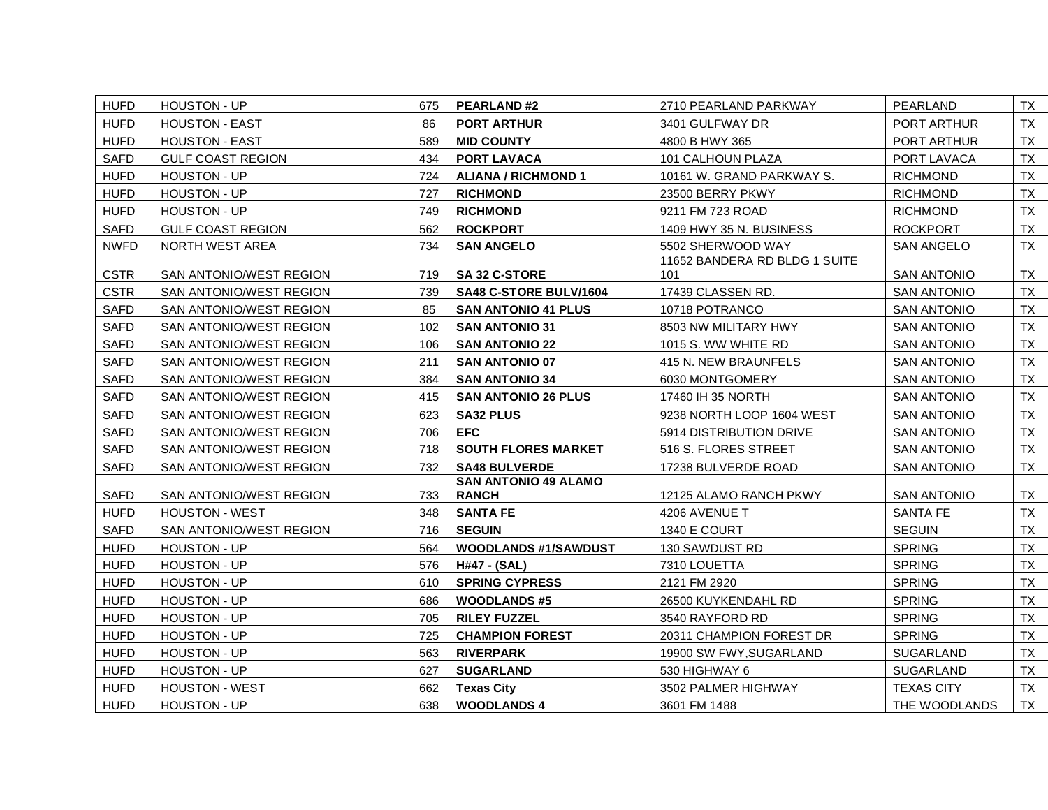| | | | | | | |
|---|---|---|---|---|---|---|
| HUFD | HOUSTON - UP | 675 | **PEARLAND #2** | 2710 PEARLAND PARKWAY | PEARLAND | TX |
| HUFD | HOUSTON - EAST | 86 | **PORT ARTHUR** | 3401 GULFWAY DR | PORT ARTHUR | TX |
| HUFD | HOUSTON - EAST | 589 | **MID COUNTY** | 4800 B HWY 365 | PORT ARTHUR | TX |
| SAFD | GULF COAST REGION | 434 | **PORT LAVACA** | 101 CALHOUN PLAZA | PORT LAVACA | TX |
| HUFD | HOUSTON - UP | 724 | **ALIANA / RICHMOND 1** | 10161 W. GRAND PARKWAY S. | RICHMOND | TX |
| HUFD | HOUSTON - UP | 727 | **RICHMOND** | 23500 BERRY PKWY | RICHMOND | TX |
| HUFD | HOUSTON - UP | 749 | **RICHMOND** | 9211 FM 723 ROAD | RICHMOND | TX |
| SAFD | GULF COAST REGION | 562 | **ROCKPORT** | 1409 HWY 35 N. BUSINESS | ROCKPORT | TX |
| NWFD | NORTH WEST AREA | 734 | **SAN ANGELO** | 5502 SHERWOOD WAY | SAN ANGELO | TX |
| CSTR | SAN ANTONIO/WEST REGION | 719 | **SA 32 C-STORE** | 11652 BANDERA RD BLDG 1 SUITE 101 | SAN ANTONIO | TX |
| CSTR | SAN ANTONIO/WEST REGION | 739 | **SA48 C-STORE BULV/1604** | 17439 CLASSEN RD. | SAN ANTONIO | TX |
| SAFD | SAN ANTONIO/WEST REGION | 85 | **SAN ANTONIO 41 PLUS** | 10718 POTRANCO | SAN ANTONIO | TX |
| SAFD | SAN ANTONIO/WEST REGION | 102 | **SAN ANTONIO 31** | 8503 NW MILITARY HWY | SAN ANTONIO | TX |
| SAFD | SAN ANTONIO/WEST REGION | 106 | **SAN ANTONIO 22** | 1015 S. WW WHITE RD | SAN ANTONIO | TX |
| SAFD | SAN ANTONIO/WEST REGION | 211 | **SAN ANTONIO 07** | 415 N. NEW BRAUNFELS | SAN ANTONIO | TX |
| SAFD | SAN ANTONIO/WEST REGION | 384 | **SAN ANTONIO 34** | 6030 MONTGOMERY | SAN ANTONIO | TX |
| SAFD | SAN ANTONIO/WEST REGION | 415 | **SAN ANTONIO 26 PLUS** | 17460 IH 35 NORTH | SAN ANTONIO | TX |
| SAFD | SAN ANTONIO/WEST REGION | 623 | **SA32 PLUS** | 9238 NORTH LOOP 1604 WEST | SAN ANTONIO | TX |
| SAFD | SAN ANTONIO/WEST REGION | 706 | **EFC** | 5914 DISTRIBUTION DRIVE | SAN ANTONIO | TX |
| SAFD | SAN ANTONIO/WEST REGION | 718 | **SOUTH FLORES MARKET** | 516 S. FLORES STREET | SAN ANTONIO | TX |
| SAFD | SAN ANTONIO/WEST REGION | 732 | **SA48 BULVERDE** | 17238 BULVERDE ROAD | SAN ANTONIO | TX |
| SAFD | SAN ANTONIO/WEST REGION | 733 | **SAN ANTONIO 49 ALAMO RANCH** | 12125 ALAMO RANCH PKWY | SAN ANTONIO | TX |
| HUFD | HOUSTON - WEST | 348 | **SANTA FE** | 4206 AVENUE T | SANTA FE | TX |
| SAFD | SAN ANTONIO/WEST REGION | 716 | **SEGUIN** | 1340 E COURT | SEGUIN | TX |
| HUFD | HOUSTON - UP | 564 | **WOODLANDS #1/SAWDUST** | 130 SAWDUST RD | SPRING | TX |
| HUFD | HOUSTON - UP | 576 | **H#47 - (SAL)** | 7310 LOUETTA | SPRING | TX |
| HUFD | HOUSTON - UP | 610 | **SPRING CYPRESS** | 2121 FM 2920 | SPRING | TX |
| HUFD | HOUSTON - UP | 686 | **WOODLANDS #5** | 26500 KUYKENDAHL RD | SPRING | TX |
| HUFD | HOUSTON - UP | 705 | **RILEY FUZZEL** | 3540 RAYFORD RD | SPRING | TX |
| HUFD | HOUSTON - UP | 725 | **CHAMPION FOREST** | 20311 CHAMPION FOREST DR | SPRING | TX |
| HUFD | HOUSTON - UP | 563 | **RIVERPARK** | 19900 SW FWY,SUGARLAND | SUGARLAND | TX |
| HUFD | HOUSTON - UP | 627 | **SUGARLAND** | 530 HIGHWAY 6 | SUGARLAND | TX |
| HUFD | HOUSTON - WEST | 662 | **Texas City** | 3502 PALMER HIGHWAY | TEXAS CITY | TX |
| HUFD | HOUSTON - UP | 638 | **WOODLANDS 4** | 3601 FM 1488 | THE WOODLANDS | TX |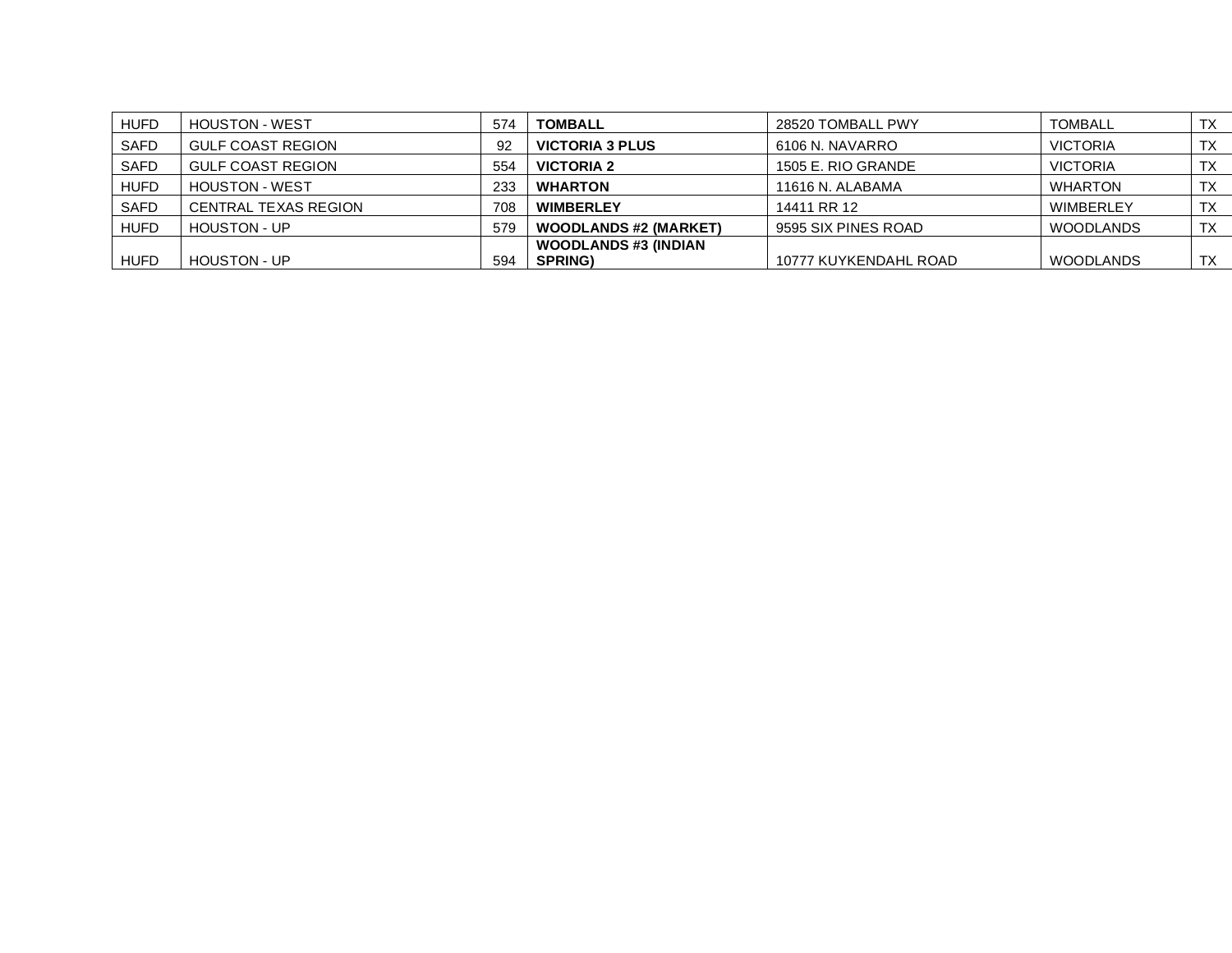| | | | | | | |
|---|---|---|---|---|---|---|
| HUFD | HOUSTON - WEST | 574 | **TOMBALL** | 28520 TOMBALL PWY | TOMBALL | TX |
| SAFD | GULF COAST REGION | 92 | **VICTORIA 3 PLUS** | 6106 N. NAVARRO | VICTORIA | TX |
| SAFD | GULF COAST REGION | 554 | **VICTORIA 2** | 1505 E. RIO GRANDE | VICTORIA | TX |
| HUFD | HOUSTON - WEST | 233 | **WHARTON** | 11616 N. ALABAMA | WHARTON | TX |
| SAFD | CENTRAL TEXAS REGION | 708 | **WIMBERLEY** | 14411 RR 12 | WIMBERLEY | TX |
| HUFD | HOUSTON - UP | 579 | **WOODLANDS #2 (MARKET)** | 9595 SIX PINES ROAD | WOODLANDS | TX |
| HUFD | HOUSTON - UP | 594 | **WOODLANDS #3 (INDIAN SPRING)** | 10777 KUYKENDAHL ROAD | WOODLANDS | TX |